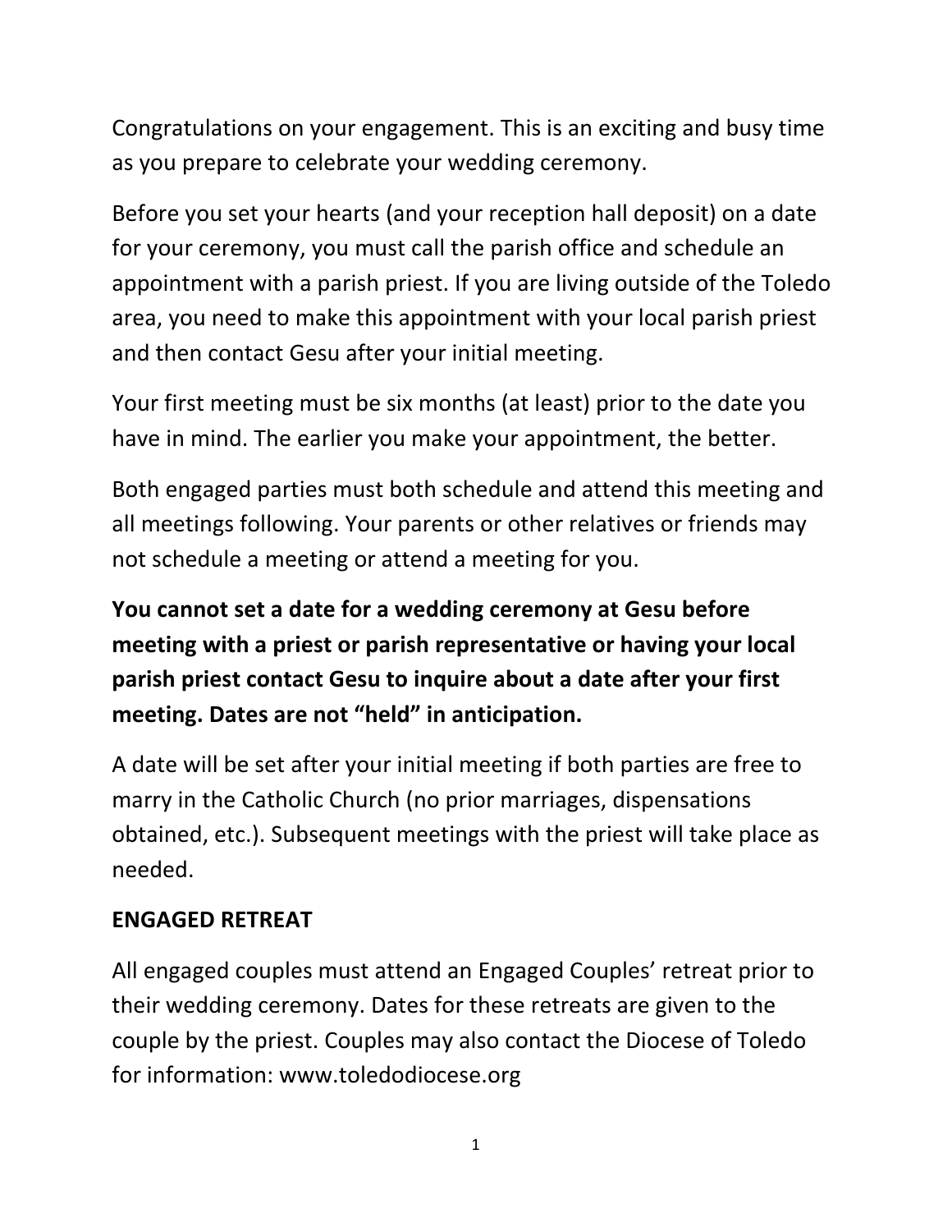Congratulations on your engagement. This is an exciting and busy time as you prepare to celebrate your wedding ceremony.

Before you set your hearts (and your reception hall deposit) on a date for your ceremony, you must call the parish office and schedule an appointment with a parish priest. If you are living outside of the Toledo area, you need to make this appointment with your local parish priest and then contact Gesu after your initial meeting.

Your first meeting must be six months (at least) prior to the date you have in mind. The earlier you make your appointment, the better.

Both engaged parties must both schedule and attend this meeting and all meetings following. Your parents or other relatives or friends may not schedule a meeting or attend a meeting for you.

**You cannot set a date for a wedding ceremony at Gesu before meeting with a priest or parish representative or having your local parish priest contact Gesu to inquire about a date after your first meeting. Dates are not "held" in anticipation.**

A date will be set after your initial meeting if both parties are free to marry in the Catholic Church (no prior marriages, dispensations obtained, etc.). Subsequent meetings with the priest will take place as needed.

## ENGAGED RETREAT

All engaged couples must attend an Engaged Couples' retreat prior to their wedding ceremony. Dates for these retreats are given to the couple by the priest. Couples may also contact the Diocese of Toledo for information: www.toledodiocese.org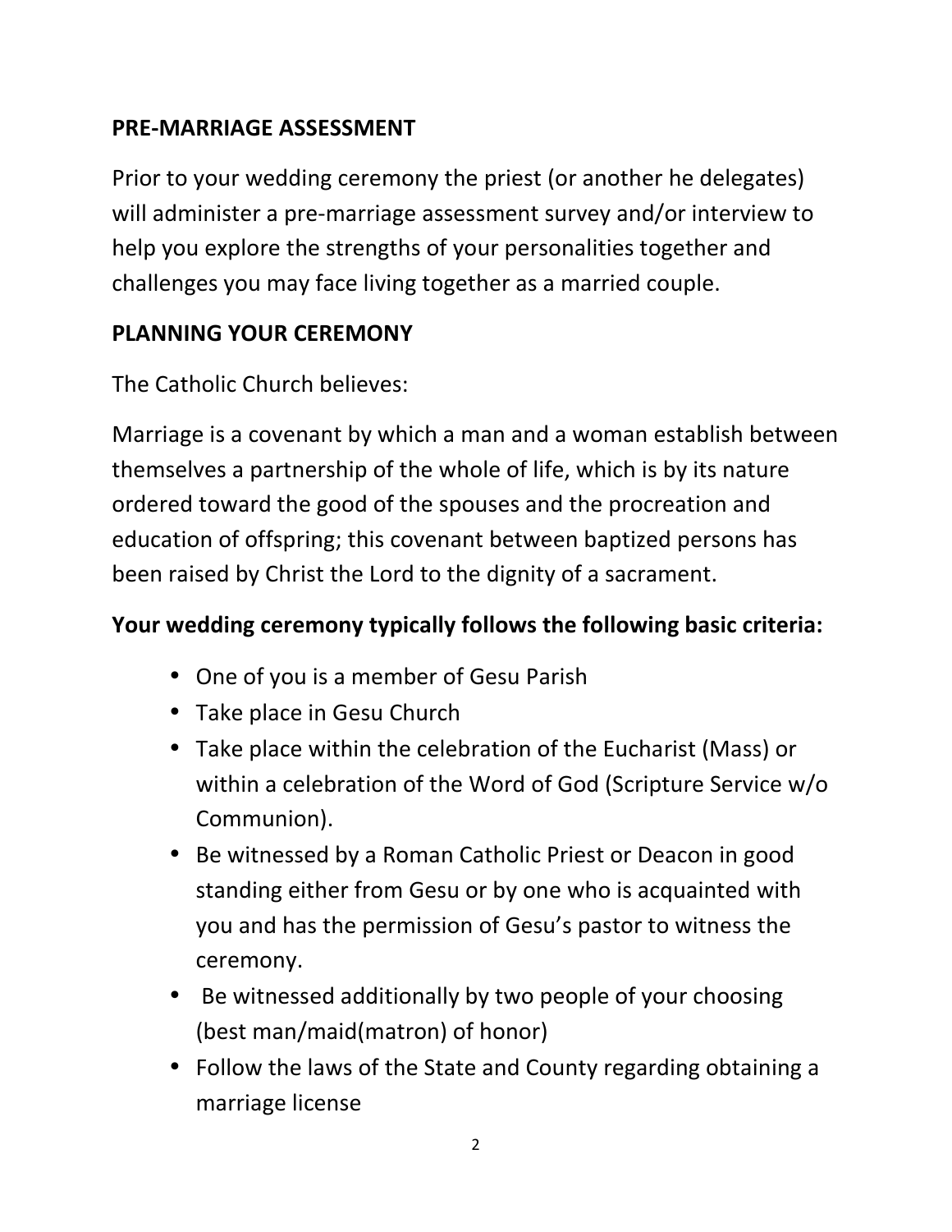## PRE-MARRIAGE ASSESSMENT

Prior to your wedding ceremony the priest (or another he delegates) will administer a pre-marriage assessment survey and/or interview to help you explore the strengths of your personalities together and challenges you may face living together as a married couple.

## PLANNING YOUR CEREMONY

The Catholic Church believes:

Marriage is a covenant by which a man and a woman establish between themselves a partnership of the whole of life, which is by its nature ordered toward the good of the spouses and the procreation and education of offspring; this covenant between baptized persons has been raised by Christ the Lord to the dignity of a sacrament.

**Your wedding ceremony typically follows the following basic criteria:**

- One of you is a member of Gesu Parish
- Take place in Gesu Church
- Take place within the celebration of the Eucharist (Mass) or within a celebration of the Word of God (Scripture Service w/o Communion).
- Be witnessed by a Roman Catholic Priest or Deacon in good standing either from Gesu or by one who is acquainted with you and has the permission of Gesu's pastor to witness the ceremony.
- Be witnessed additionally by two people of your choosing (best man/maid(matron) of honor)
- Follow the laws of the State and County regarding obtaining a marriage license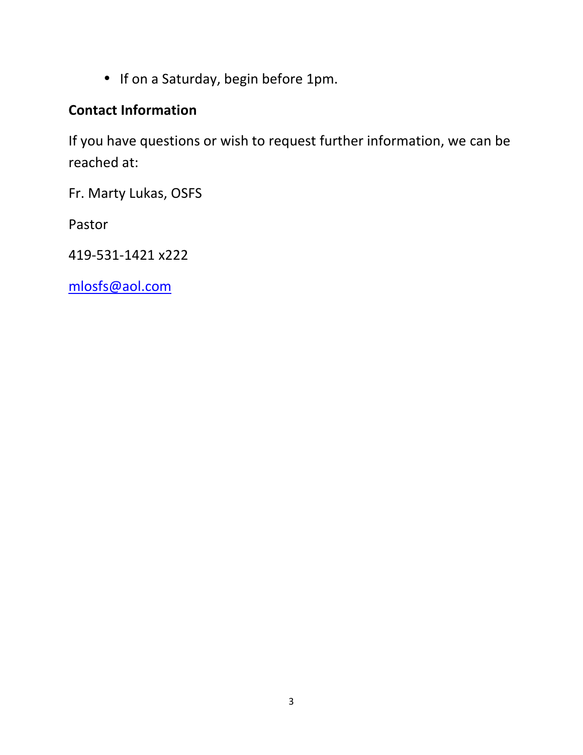- If on a Saturday, begin before 1pm.

## Contact Information

If you have questions or wish to request further information, we can be reached at:

Fr. Marty Lukas, OSFS

Pastor

419-531-1421 x222

mlosfs@aol.com